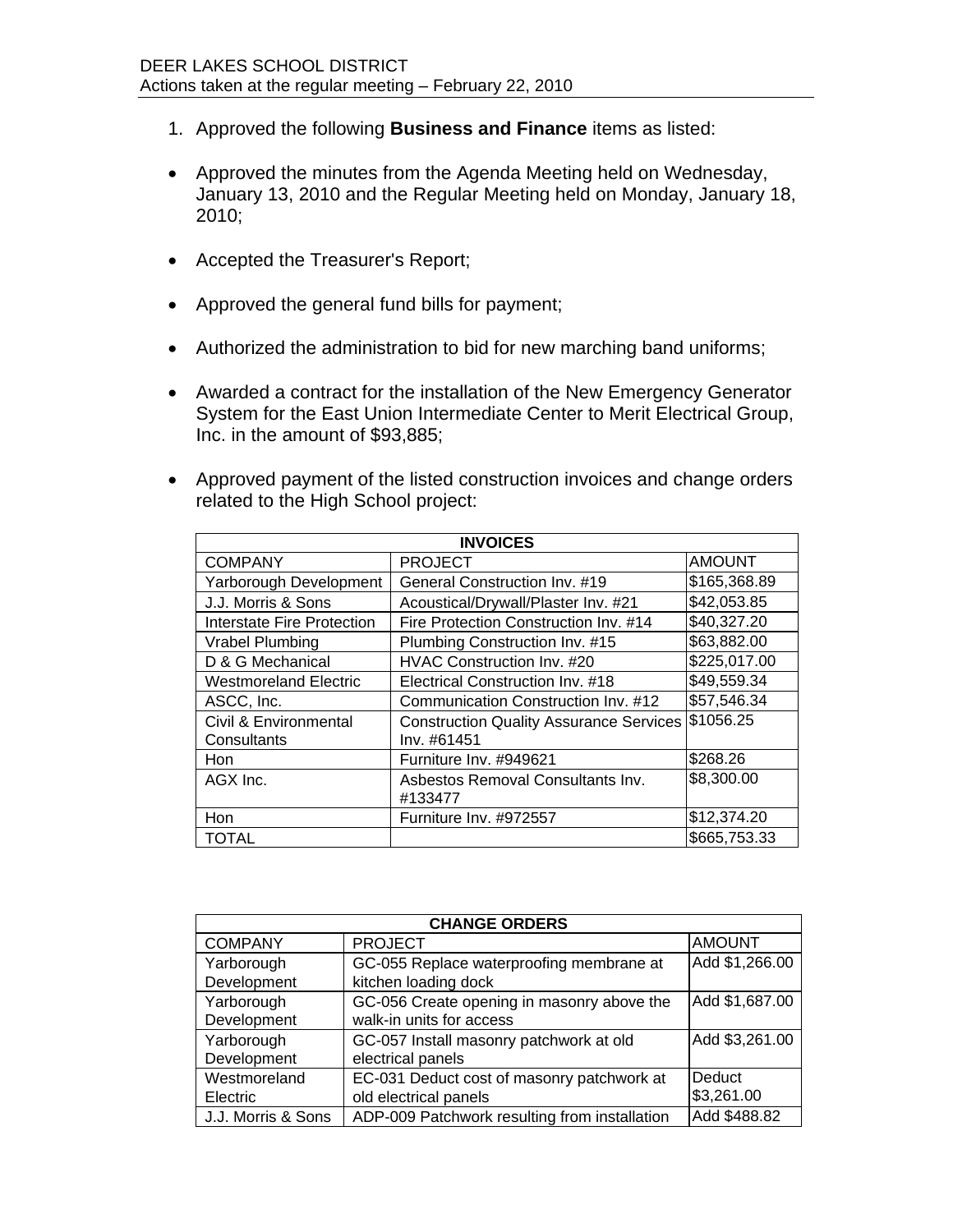DEER LAKES SCHOOL DISTRICT
Actions taken at the regular meeting – February 22, 2010

1. Approved the following **Business and Finance** items as listed:

- Approved the minutes from the Agenda Meeting held on Wednesday, January 13, 2010 and the Regular Meeting held on Monday, January 18, 2010;
- Accepted the Treasurer's Report;
- Approved the general fund bills for payment;
- Authorized the administration to bid for new marching band uniforms;
- Awarded a contract for the installation of the New Emergency Generator System for the East Union Intermediate Center to Merit Electrical Group, Inc. in the amount of $93,885;
- Approved payment of the listed construction invoices and change orders related to the High School project:

| INVOICES | | |
|---|---|---|
| COMPANY | PROJECT | AMOUNT |
| Yarborough Development | General Construction Inv. #19 | $165,368.89 |
| J.J. Morris & Sons | Acoustical/Drywall/Plaster Inv. #21 | $42,053.85 |
| Interstate Fire Protection | Fire Protection Construction Inv. #14 | $40,327.20 |
| Vrabel Plumbing | Plumbing Construction Inv. #15 | $63,882.00 |
| D & G Mechanical | HVAC Construction Inv. #20 | $225,017.00 |
| Westmoreland Electric | Electrical Construction Inv. #18 | $49,559.34 |
| ASCC, Inc. | Communication Construction Inv. #12 | $57,546.34 |
| Civil & Environmental Consultants | Construction Quality Assurance Services Inv. #61451 | $1056.25 |
| Hon | Furniture Inv. #949621 | $268.26 |
| AGX Inc. | Asbestos Removal Consultants Inv. #133477 | $8,300.00 |
| Hon | Furniture Inv. #972557 | $12,374.20 |
| TOTAL | | $665,753.33 |

| CHANGE ORDERS | | |
|---|---|---|
| COMPANY | PROJECT | AMOUNT |
| Yarborough Development | GC-055 Replace waterproofing membrane at kitchen loading dock | Add $1,266.00 |
| Yarborough Development | GC-056 Create opening in masonry above the walk-in units for access | Add $1,687.00 |
| Yarborough Development | GC-057 Install masonry patchwork at old electrical panels | Add $3,261.00 |
| Westmoreland Electric | EC-031 Deduct cost of masonry patchwork at old electrical panels | Deduct $3,261.00 |
| J.J. Morris & Sons | ADP-009 Patchwork resulting from installation | Add $488.82 |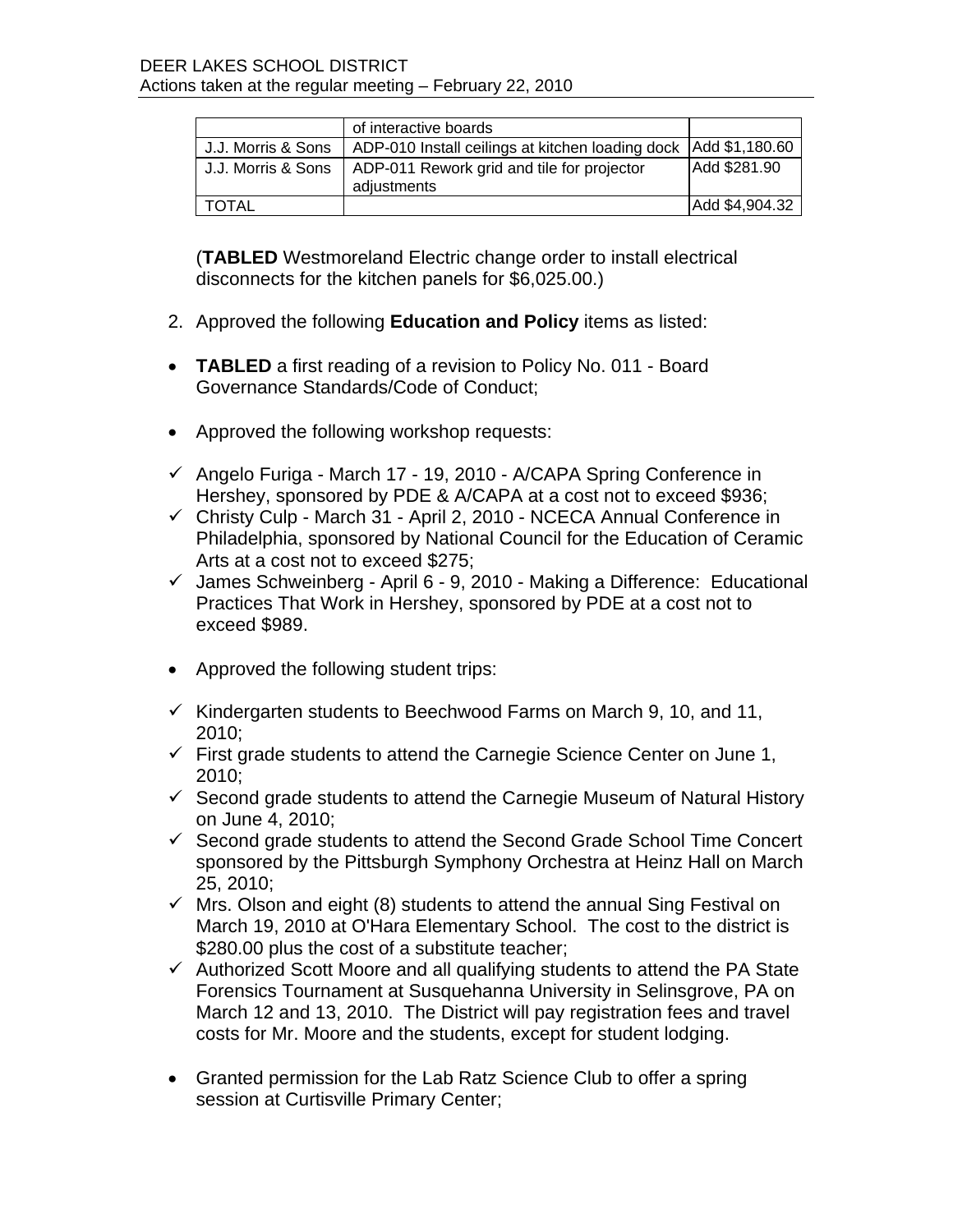| | of interactive boards | |
|---|---|---|
| J.J. Morris & Sons | ADP-010 Install ceilings at kitchen loading dock | Add $1,180.60 |
| J.J. Morris & Sons | ADP-011 Rework grid and tile for projector adjustments | Add $281.90 |
| TOTAL | | Add $4,904.32 |

(**TABLED** Westmoreland Electric change order to install electrical disconnects for the kitchen panels for $6,025.00.)

2. Approved the following **Education and Policy** items as listed:

- **TABLED** a first reading of a revision to Policy No. 011 - Board Governance Standards/Code of Conduct;

- Approved the following workshop requests:

  - ✓ Angelo Furiga - March 17 - 19, 2010 - A/CAPA Spring Conference in Hershey, sponsored by PDE & A/CAPA at a cost not to exceed $936;
  - ✓ Christy Culp - March 31 - April 2, 2010 - NCECA Annual Conference in Philadelphia, sponsored by National Council for the Education of Ceramic Arts at a cost not to exceed $275;
  - ✓ James Schweinberg - April 6 - 9, 2010 - Making a Difference: Educational Practices That Work in Hershey, sponsored by PDE at a cost not to exceed $989.

- Approved the following student trips:

  - ✓ Kindergarten students to Beechwood Farms on March 9, 10, and 11, 2010;
  - ✓ First grade students to attend the Carnegie Science Center on June 1, 2010;
  - ✓ Second grade students to attend the Carnegie Museum of Natural History on June 4, 2010;
  - ✓ Second grade students to attend the Second Grade School Time Concert sponsored by the Pittsburgh Symphony Orchestra at Heinz Hall on March 25, 2010;
  - ✓ Mrs. Olson and eight (8) students to attend the annual Sing Festival on March 19, 2010 at O'Hara Elementary School. The cost to the district is $280.00 plus the cost of a substitute teacher;
  - ✓ Authorized Scott Moore and all qualifying students to attend the PA State Forensics Tournament at Susquehanna University in Selinsgrove, PA on March 12 and 13, 2010. The District will pay registration fees and travel costs for Mr. Moore and the students, except for student lodging.

- Granted permission for the Lab Ratz Science Club to offer a spring session at Curtisville Primary Center;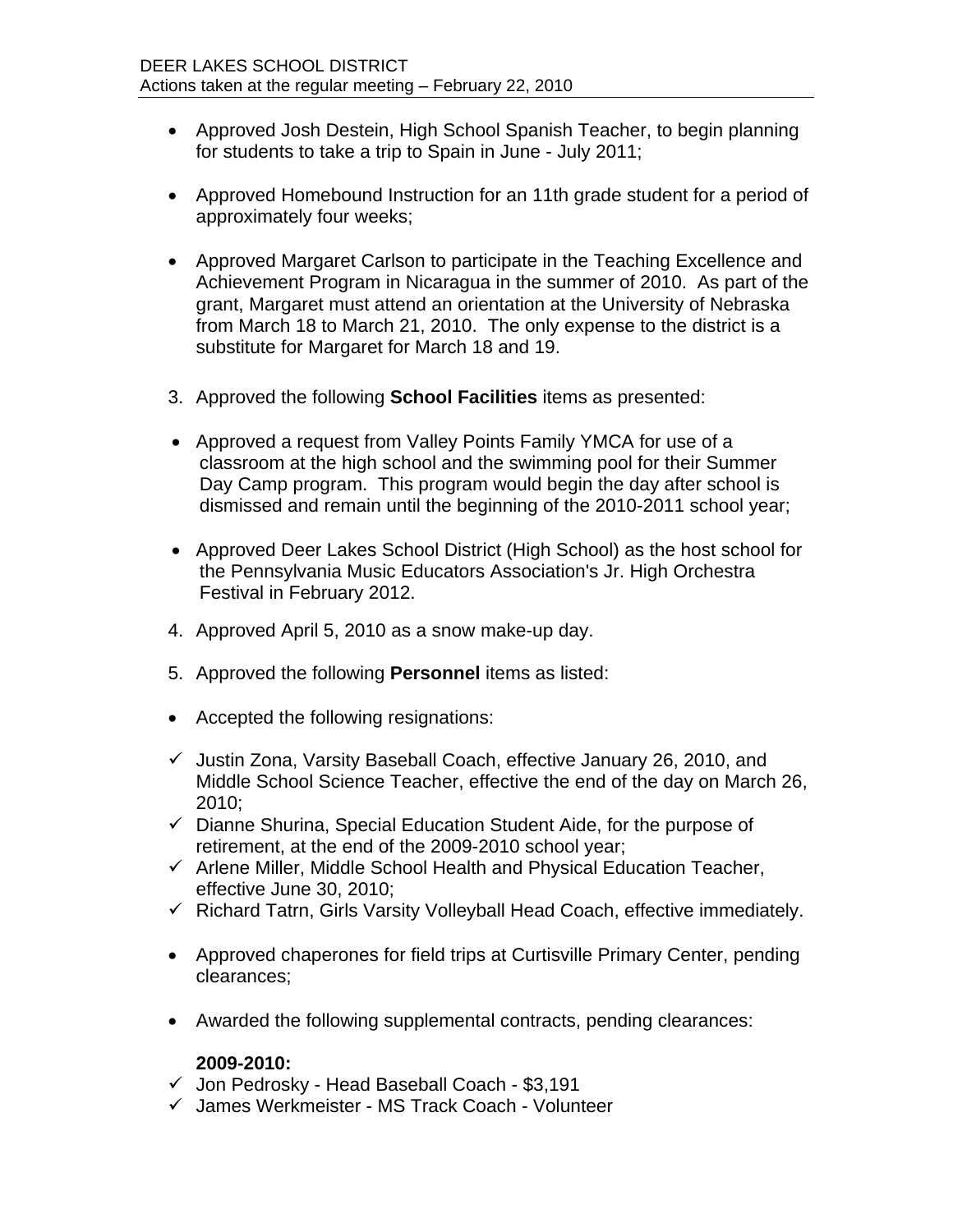- Approved Josh Destein, High School Spanish Teacher, to begin planning for students to take a trip to Spain in June - July 2011;

- Approved Homebound Instruction for an 11th grade student for a period of approximately four weeks;

- Approved Margaret Carlson to participate in the Teaching Excellence and Achievement Program in Nicaragua in the summer of 2010. As part of the grant, Margaret must attend an orientation at the University of Nebraska from March 18 to March 21, 2010. The only expense to the district is a substitute for Margaret for March 18 and 19.

3. Approved the following **School Facilities** items as presented:

- Approved a request from Valley Points Family YMCA for use of a classroom at the high school and the swimming pool for their Summer Day Camp program. This program would begin the day after school is dismissed and remain until the beginning of the 2010-2011 school year;

- Approved Deer Lakes School District (High School) as the host school for the Pennsylvania Music Educators Association's Jr. High Orchestra Festival in February 2012.

4. Approved April 5, 2010 as a snow make-up day.

5. Approved the following **Personnel** items as listed:

- Accepted the following resignations:

- ✓ Justin Zona, Varsity Baseball Coach, effective January 26, 2010, and Middle School Science Teacher, effective the end of the day on March 26, 2010;
- ✓ Dianne Shurina, Special Education Student Aide, for the purpose of retirement, at the end of the 2009-2010 school year;
- ✓ Arlene Miller, Middle School Health and Physical Education Teacher, effective June 30, 2010;
- ✓ Richard Tatrn, Girls Varsity Volleyball Head Coach, effective immediately.

- Approved chaperones for field trips at Curtisville Primary Center, pending clearances;

- Awarded the following supplemental contracts, pending clearances:

**2009-2010:**

- ✓ Jon Pedrosky - Head Baseball Coach - $3,191
- ✓ James Werkmeister - MS Track Coach - Volunteer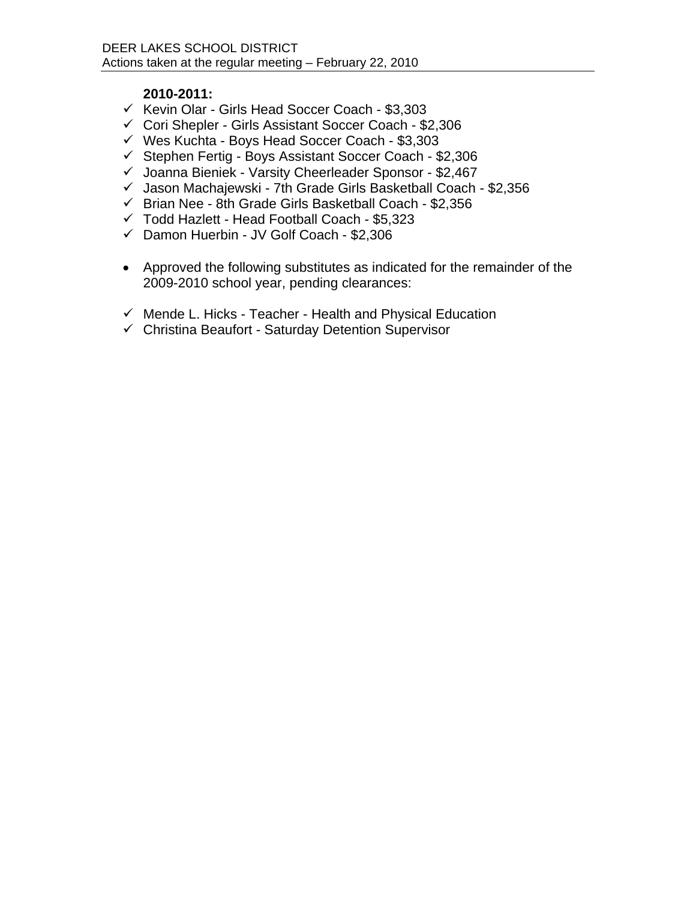**2010-2011:**

- ✓ Kevin Olar - Girls Head Soccer Coach - $3,303
- ✓ Cori Shepler - Girls Assistant Soccer Coach - $2,306
- ✓ Wes Kuchta - Boys Head Soccer Coach - $3,303
- ✓ Stephen Fertig - Boys Assistant Soccer Coach - $2,306
- ✓ Joanna Bieniek - Varsity Cheerleader Sponsor - $2,467
- ✓ Jason Machajewski - 7th Grade Girls Basketball Coach - $2,356
- ✓ Brian Nee - 8th Grade Girls Basketball Coach - $2,356
- ✓ Todd Hazlett - Head Football Coach - $5,323
- ✓ Damon Huerbin - JV Golf Coach - $2,306

- Approved the following substitutes as indicated for the remainder of the 2009-2010 school year, pending clearances:

- ✓ Mende L. Hicks - Teacher - Health and Physical Education
- ✓ Christina Beaufort - Saturday Detention Supervisor